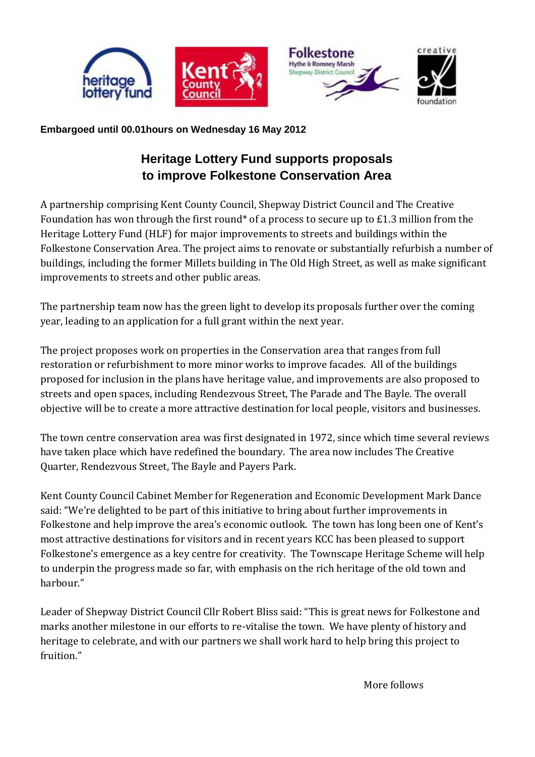**Embargoed until 00.01hours on Wednesday 16 May 2012**

## Heritage Lottery Fund supports proposals to improve Folkestone Conservation Area

A partnership comprising Kent County Council, Shepway District Council and The Creative Foundation has won through the first round* of a process to secure up to £1.3 million from the Heritage Lottery Fund (HLF) for major improvements to streets and buildings within the Folkestone Conservation Area. The project aims to renovate or substantially refurbish a number of buildings, including the former Millets building in The Old High Street, as well as make significant improvements to streets and other public areas.

The partnership team now has the green light to develop its proposals further over the coming year, leading to an application for a full grant within the next year.

The project proposes work on properties in the Conservation area that ranges from full restoration or refurbishment to more minor works to improve facades. All of the buildings proposed for inclusion in the plans have heritage value, and improvements are also proposed to streets and open spaces, including Rendezvous Street, The Parade and The Bayle. The overall objective will be to create a more attractive destination for local people, visitors and businesses.

The town centre conservation area was first designated in 1972, since which time several reviews have taken place which have redefined the boundary. The area now includes The Creative Quarter, Rendezvous Street, The Bayle and Payers Park.

Kent County Council Cabinet Member for Regeneration and Economic Development Mark Dance said: "We're delighted to be part of this initiative to bring about further improvements in Folkestone and help improve the area's economic outlook. The town has long been one of Kent's most attractive destinations for visitors and in recent years KCC has been pleased to support Folkestone's emergence as a key centre for creativity. The Townscape Heritage Scheme will help to underpin the progress made so far, with emphasis on the rich heritage of the old town and harbour."

Leader of Shepway District Council Cllr Robert Bliss said: "This is great news for Folkestone and marks another milestone in our efforts to re-vitalise the town. We have plenty of history and heritage to celebrate, and with our partners we shall work hard to help bring this project to fruition."

More follows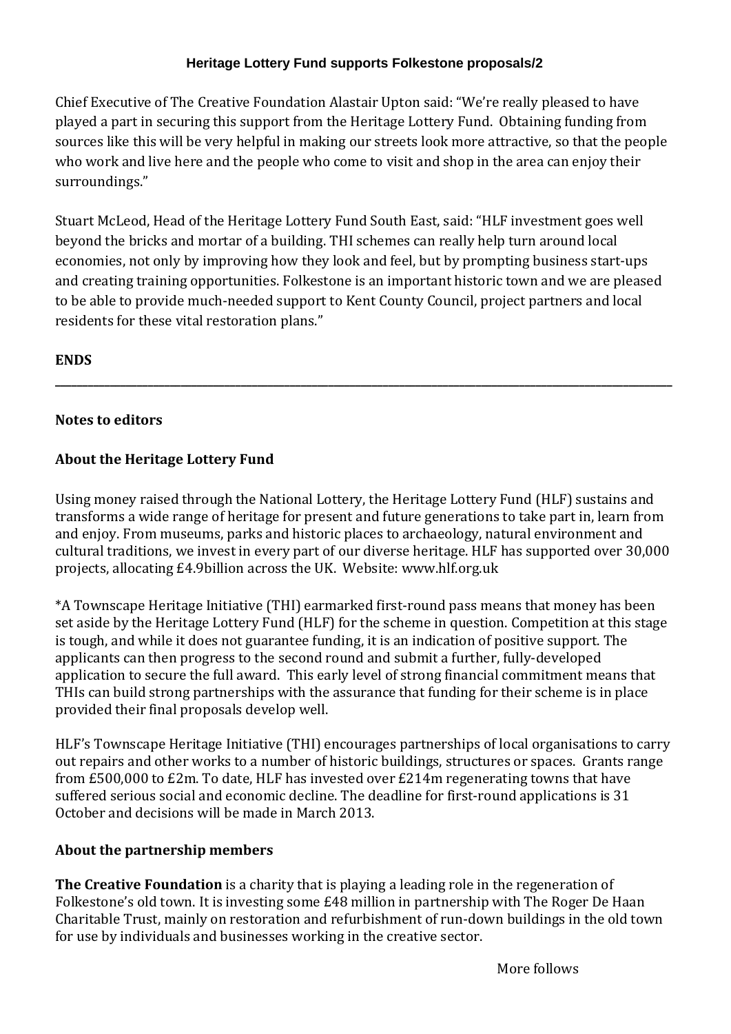Chief Executive of The Creative Foundation Alastair Upton said: "We're really pleased to have played a part in securing this support from the Heritage Lottery Fund. Obtaining funding from sources like this will be very helpful in making our streets look more attractive, so that the people who work and live here and the people who come to visit and shop in the area can enjoy their surroundings."

Stuart McLeod, Head of the Heritage Lottery Fund South East, said: "HLF investment goes well beyond the bricks and mortar of a building. THI schemes can really help turn around local economies, not only by improving how they look and feel, but by prompting business start-ups and creating training opportunities. Folkestone is an important historic town and we are pleased to be able to provide much-needed support to Kent County Council, project partners and local residents for these vital restoration plans."

**ENDS**

---

**Notes to editors**

**About the Heritage Lottery Fund**

Using money raised through the National Lottery, the Heritage Lottery Fund (HLF) sustains and transforms a wide range of heritage for present and future generations to take part in, learn from and enjoy. From museums, parks and historic places to archaeology, natural environment and cultural traditions, we invest in every part of our diverse heritage. HLF has supported over 30,000 projects, allocating £4.9billion across the UK. Website: www.hlf.org.uk

*A Townscape Heritage Initiative (THI) earmarked first-round pass means that money has been set aside by the Heritage Lottery Fund (HLF) for the scheme in question. Competition at this stage is tough, and while it does not guarantee funding, it is an indication of positive support. The applicants can then progress to the second round and submit a further, fully-developed application to secure the full award. This early level of strong financial commitment means that THIs can build strong partnerships with the assurance that funding for their scheme is in place provided their final proposals develop well.

HLF's Townscape Heritage Initiative (THI) encourages partnerships of local organisations to carry out repairs and other works to a number of historic buildings, structures or spaces. Grants range from £500,000 to £2m. To date, HLF has invested over £214m regenerating towns that have suffered serious social and economic decline. The deadline for first-round applications is 31 October and decisions will be made in March 2013.

**About the partnership members**

**The Creative Foundation** is a charity that is playing a leading role in the regeneration of Folkestone's old town. It is investing some £48 million in partnership with The Roger De Haan Charitable Trust, mainly on restoration and refurbishment of run-down buildings in the old town for use by individuals and businesses working in the creative sector.

More follows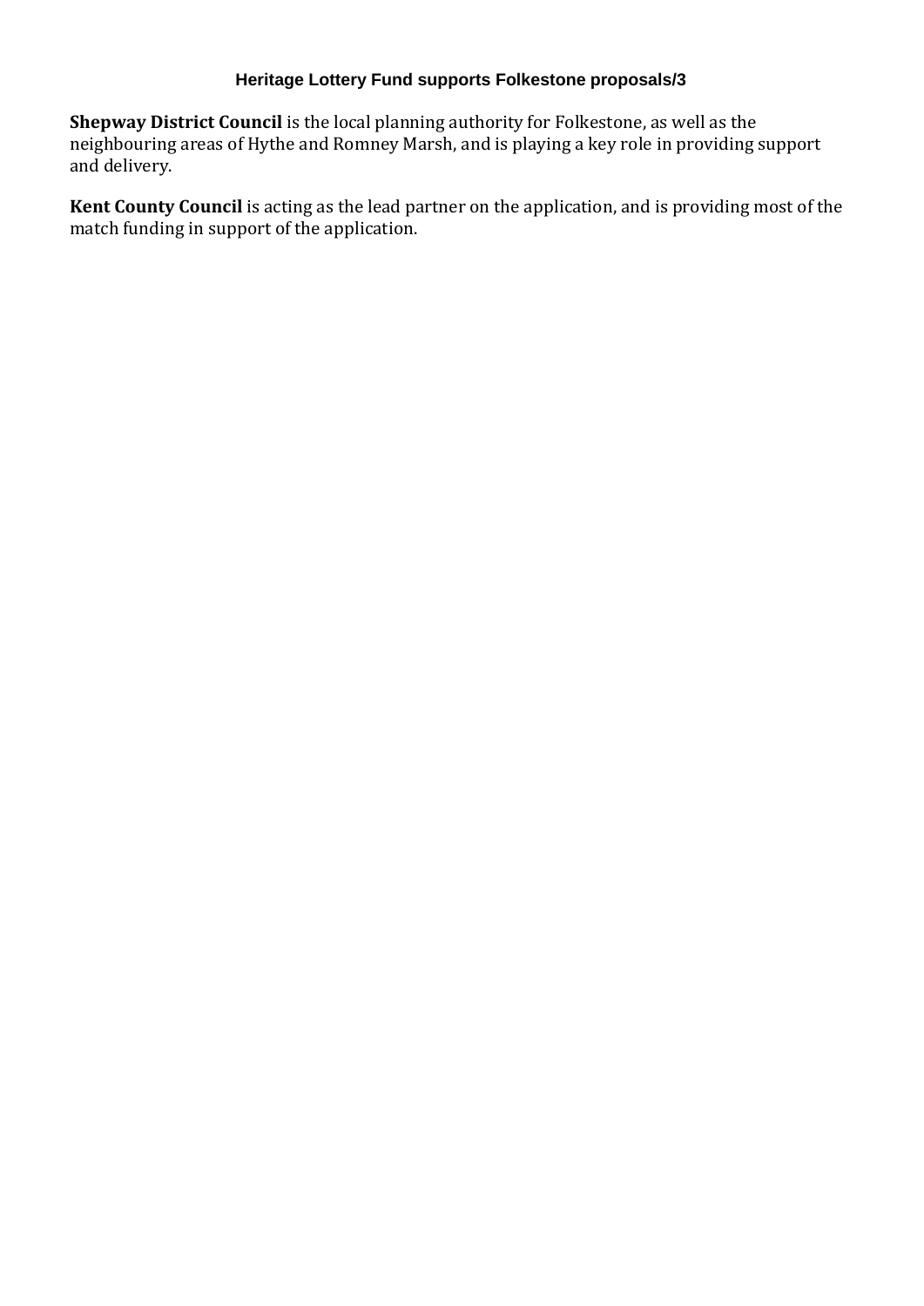**Shepway District Council** is the local planning authority for Folkestone, as well as the neighbouring areas of Hythe and Romney Marsh, and is playing a key role in providing support and delivery.

**Kent County Council** is acting as the lead partner on the application, and is providing most of the match funding in support of the application.